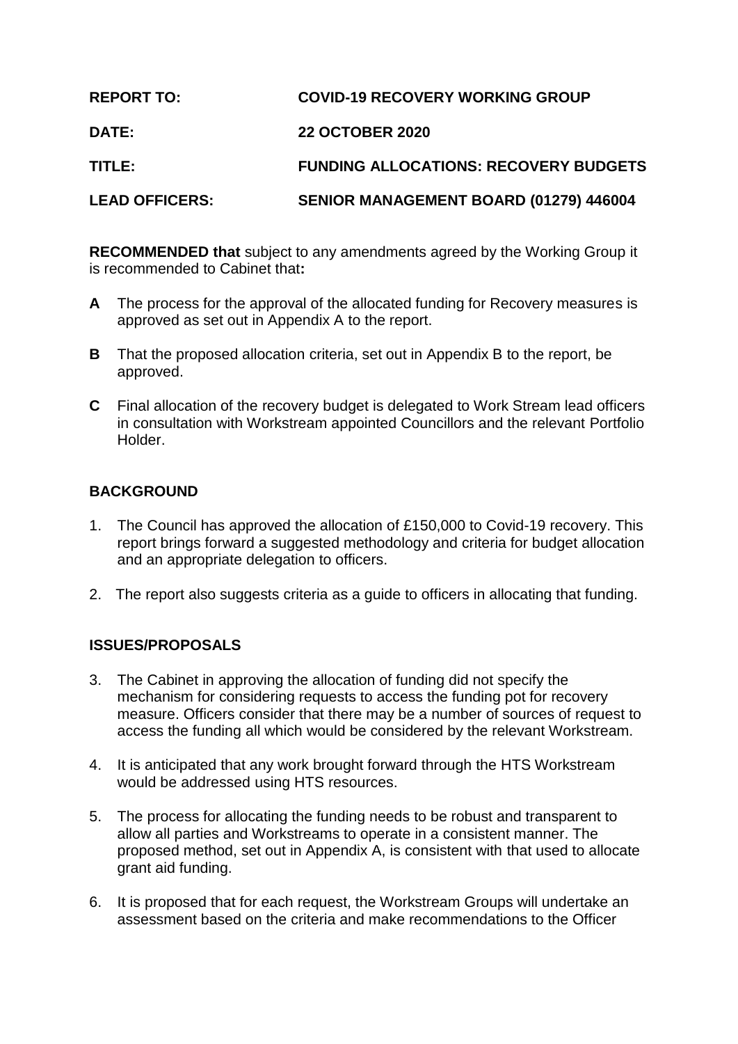**REPORT TO:** **COVID-19 RECOVERY WORKING GROUP**

**DATE:** **22 OCTOBER 2020**

**TITLE:** **FUNDING ALLOCATIONS: RECOVERY BUDGETS**

**LEAD OFFICERS:** **SENIOR MANAGEMENT BOARD (01279) 446004**

**RECOMMENDED that** subject to any amendments agreed by the Working Group it is recommended to Cabinet that**:**

**A** The process for the approval of the allocated funding for Recovery measures is approved as set out in Appendix A to the report.

**B** That the proposed allocation criteria, set out in Appendix B to the report, be approved.

**C** Final allocation of the recovery budget is delegated to Work Stream lead officers in consultation with Workstream appointed Councillors and the relevant Portfolio Holder.

## BACKGROUND

1. The Council has approved the allocation of £150,000 to Covid-19 recovery. This report brings forward a suggested methodology and criteria for budget allocation and an appropriate delegation to officers.

2. The report also suggests criteria as a guide to officers in allocating that funding.

## ISSUES/PROPOSALS

3. The Cabinet in approving the allocation of funding did not specify the mechanism for considering requests to access the funding pot for recovery measure. Officers consider that there may be a number of sources of request to access the funding all which would be considered by the relevant Workstream.

4. It is anticipated that any work brought forward through the HTS Workstream would be addressed using HTS resources.

5. The process for allocating the funding needs to be robust and transparent to allow all parties and Workstreams to operate in a consistent manner. The proposed method, set out in Appendix A, is consistent with that used to allocate grant aid funding.

6. It is proposed that for each request, the Workstream Groups will undertake an assessment based on the criteria and make recommendations to the Officer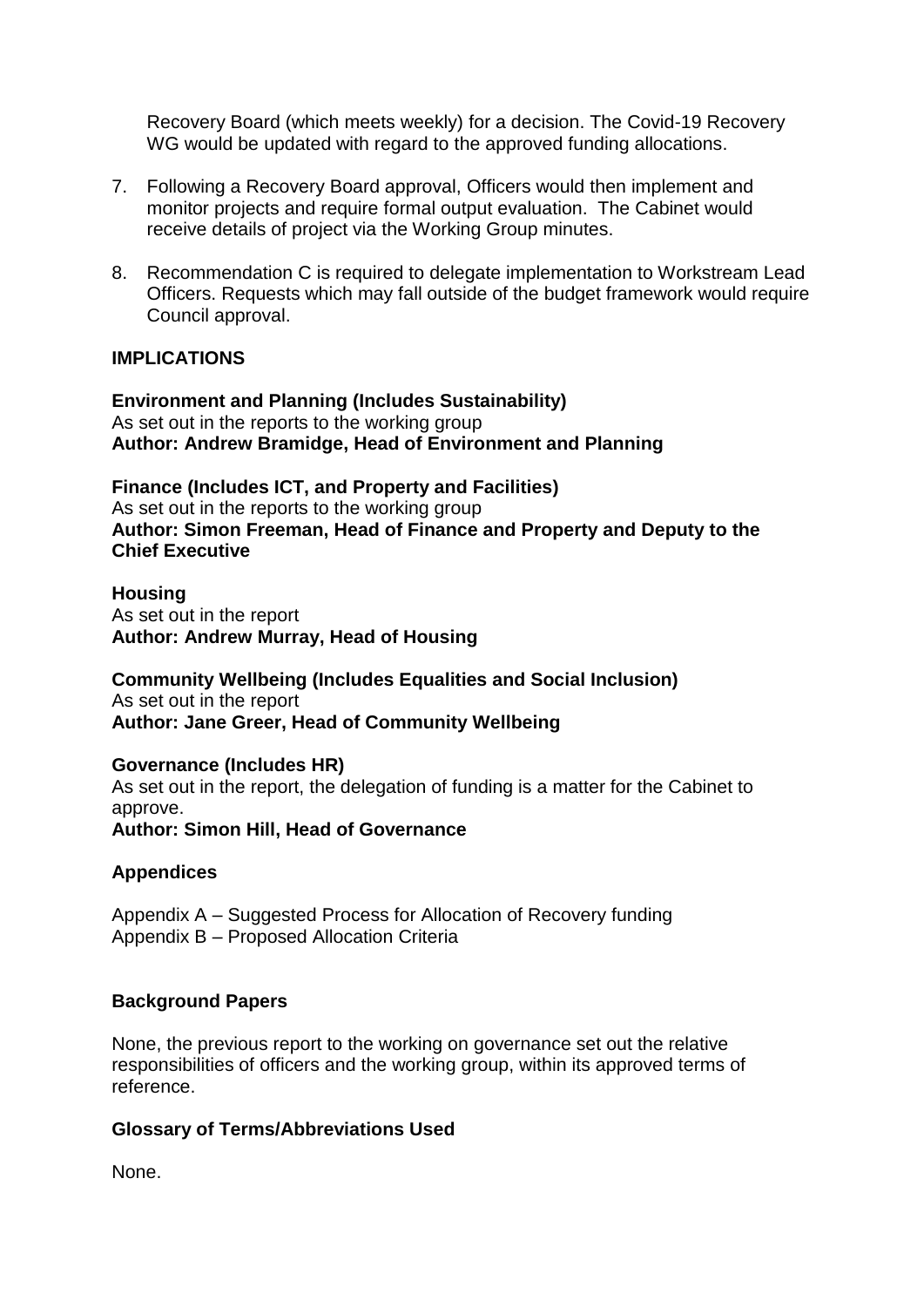Recovery Board (which meets weekly) for a decision. The Covid-19 Recovery WG would be updated with regard to the approved funding allocations.

7. Following a Recovery Board approval, Officers would then implement and monitor projects and require formal output evaluation. The Cabinet would receive details of project via the Working Group minutes.

8. Recommendation C is required to delegate implementation to Workstream Lead Officers. Requests which may fall outside of the budget framework would require Council approval.

## IMPLICATIONS

**Environment and Planning (Includes Sustainability)**
As set out in the reports to the working group
**Author: Andrew Bramidge, Head of Environment and Planning**

**Finance (Includes ICT, and Property and Facilities)**
As set out in the reports to the working group
**Author: Simon Freeman, Head of Finance and Property and Deputy to the Chief Executive**

**Housing**
As set out in the report
**Author: Andrew Murray, Head of Housing**

**Community Wellbeing (Includes Equalities and Social Inclusion)**
As set out in the report
**Author: Jane Greer, Head of Community Wellbeing**

**Governance (Includes HR)**
As set out in the report, the delegation of funding is a matter for the Cabinet to approve.
**Author: Simon Hill, Head of Governance**

## Appendices

Appendix A – Suggested Process for Allocation of Recovery funding
Appendix B – Proposed Allocation Criteria

## Background Papers

None, the previous report to the working on governance set out the relative responsibilities of officers and the working group, within its approved terms of reference.

## Glossary of Terms/Abbreviations Used

None.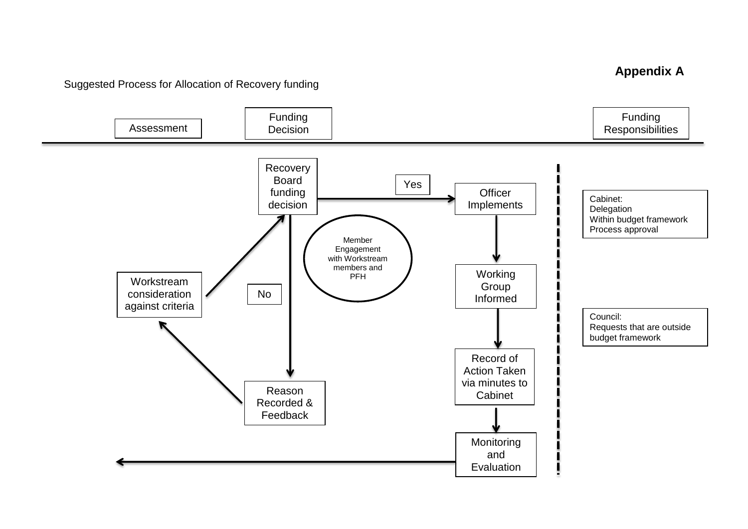**Appendix A**

Suggested Process for Allocation of Recovery funding

Assessment

Funding Decision

Funding Responsibilities

Recovery Board funding decision

Yes

Officer Implements

Cabinet:
Delegation
Within budget framework
Process approval

Member Engagement with Workstream members and PFH

Working Group Informed

Workstream consideration against criteria

No

Council:
Requests that are outside budget framework

Record of Action Taken via minutes to Cabinet

Reason Recorded & Feedback

Monitoring and Evaluation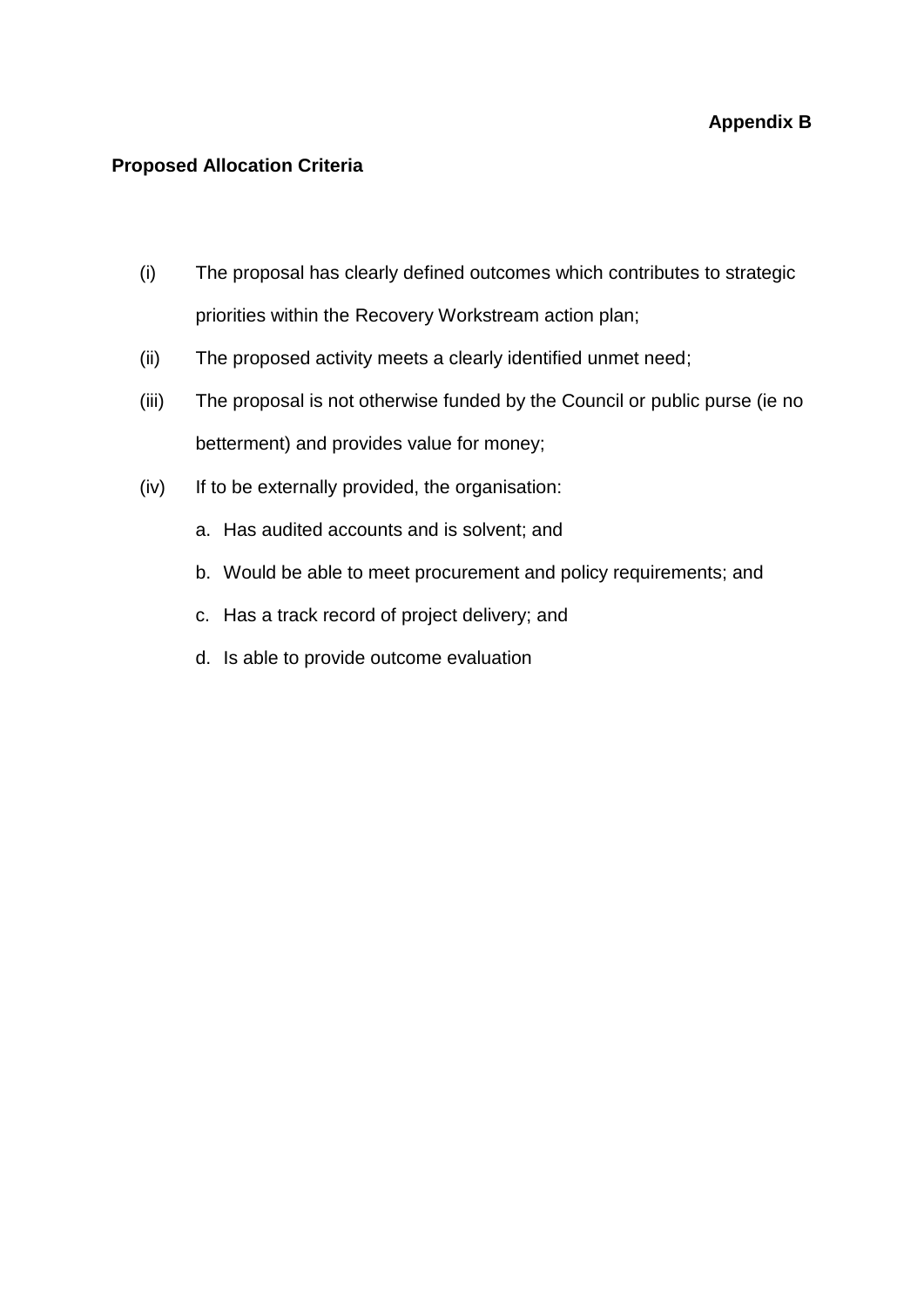**Appendix B**

**Proposed Allocation Criteria**

(i) The proposal has clearly defined outcomes which contributes to strategic priorities within the Recovery Workstream action plan;

(ii) The proposed activity meets a clearly identified unmet need;

(iii) The proposal is not otherwise funded by the Council or public purse (ie no betterment) and provides value for money;

(iv) If to be externally provided, the organisation:

a. Has audited accounts and is solvent; and

b. Would be able to meet procurement and policy requirements; and

c. Has a track record of project delivery; and

d. Is able to provide outcome evaluation